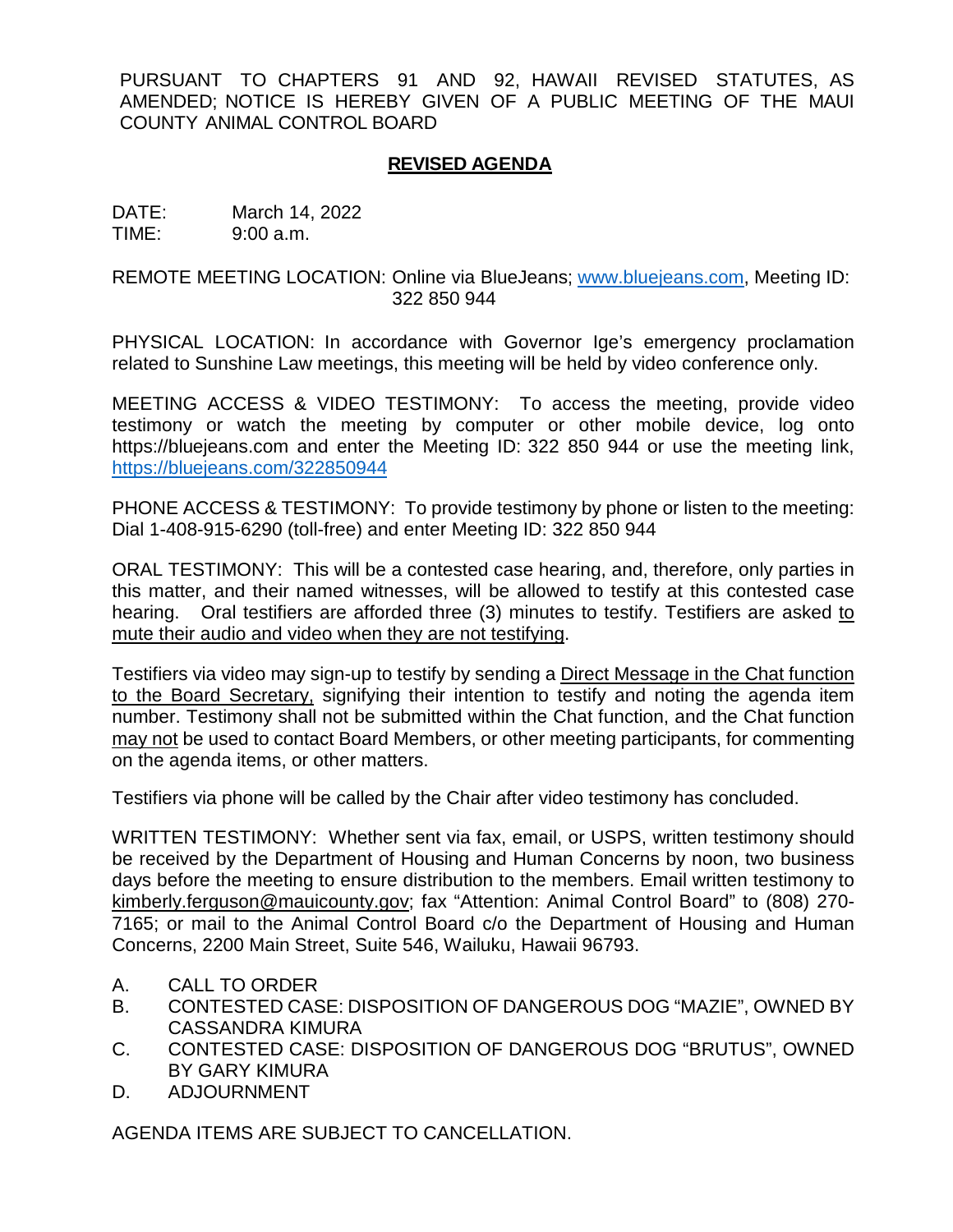PURSUANT TO CHAPTERS 91 AND 92, HAWAII REVISED STATUTES, AS AMENDED; NOTICE IS HEREBY GIVEN OF A PUBLIC MEETING OF THE MAUI COUNTY ANIMAL CONTROL BOARD

## REVISED AGENDA

DATE: March 14, 2022
TIME: 9:00 a.m.

REMOTE MEETING LOCATION: Online via BlueJeans; www.bluejeans.com, Meeting ID: 322 850 944

PHYSICAL LOCATION: In accordance with Governor Ige's emergency proclamation related to Sunshine Law meetings, this meeting will be held by video conference only.

MEETING ACCESS & VIDEO TESTIMONY: To access the meeting, provide video testimony or watch the meeting by computer or other mobile device, log onto https://bluejeans.com and enter the Meeting ID: 322 850 944 or use the meeting link, https://bluejeans.com/322850944

PHONE ACCESS & TESTIMONY: To provide testimony by phone or listen to the meeting: Dial 1-408-915-6290 (toll-free) and enter Meeting ID: 322 850 944

ORAL TESTIMONY: This will be a contested case hearing, and, therefore, only parties in this matter, and their named witnesses, will be allowed to testify at this contested case hearing. Oral testifiers are afforded three (3) minutes to testify. Testifiers are asked to mute their audio and video when they are not testifying.

Testifiers via video may sign-up to testify by sending a Direct Message in the Chat function to the Board Secretary, signifying their intention to testify and noting the agenda item number. Testimony shall not be submitted within the Chat function, and the Chat function may not be used to contact Board Members, or other meeting participants, for commenting on the agenda items, or other matters.

Testifiers via phone will be called by the Chair after video testimony has concluded.

WRITTEN TESTIMONY: Whether sent via fax, email, or USPS, written testimony should be received by the Department of Housing and Human Concerns by noon, two business days before the meeting to ensure distribution to the members. Email written testimony to kimberly.ferguson@mauicounty.gov; fax "Attention: Animal Control Board" to (808) 270-7165; or mail to the Animal Control Board c/o the Department of Housing and Human Concerns, 2200 Main Street, Suite 546, Wailuku, Hawaii 96793.

A. CALL TO ORDER
B. CONTESTED CASE: DISPOSITION OF DANGEROUS DOG "MAZIE", OWNED BY CASSANDRA KIMURA
C. CONTESTED CASE: DISPOSITION OF DANGEROUS DOG "BRUTUS", OWNED BY GARY KIMURA
D. ADJOURNMENT

AGENDA ITEMS ARE SUBJECT TO CANCELLATION.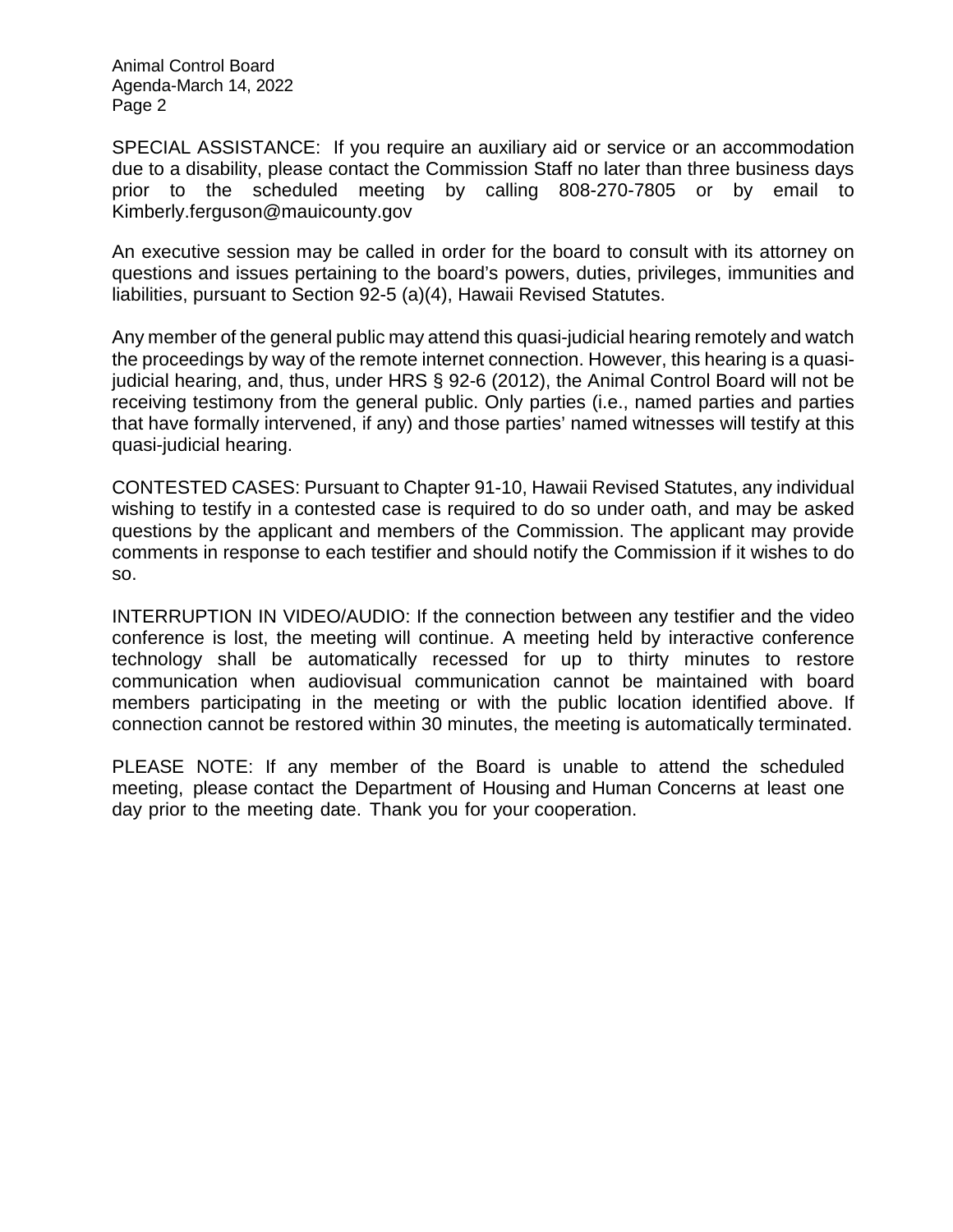SPECIAL ASSISTANCE: If you require an auxiliary aid or service or an accommodation due to a disability, please contact the Commission Staff no later than three business days prior to the scheduled meeting by calling 808-270-7805 or by email to Kimberly.ferguson@mauicounty.gov

An executive session may be called in order for the board to consult with its attorney on questions and issues pertaining to the board's powers, duties, privileges, immunities and liabilities, pursuant to Section 92-5 (a)(4), Hawaii Revised Statutes.

Any member of the general public may attend this quasi-judicial hearing remotely and watch the proceedings by way of the remote internet connection. However, this hearing is a quasi-judicial hearing, and, thus, under HRS § 92-6 (2012), the Animal Control Board will not be receiving testimony from the general public. Only parties (i.e., named parties and parties that have formally intervened, if any) and those parties' named witnesses will testify at this quasi-judicial hearing.

CONTESTED CASES: Pursuant to Chapter 91-10, Hawaii Revised Statutes, any individual wishing to testify in a contested case is required to do so under oath, and may be asked questions by the applicant and members of the Commission. The applicant may provide comments in response to each testifier and should notify the Commission if it wishes to do so.

INTERRUPTION IN VIDEO/AUDIO: If the connection between any testifier and the video conference is lost, the meeting will continue. A meeting held by interactive conference technology shall be automatically recessed for up to thirty minutes to restore communication when audiovisual communication cannot be maintained with board members participating in the meeting or with the public location identified above. If connection cannot be restored within 30 minutes, the meeting is automatically terminated.

PLEASE NOTE: If any member of the Board is unable to attend the scheduled meeting, please contact the Department of Housing and Human Concerns at least one day prior to the meeting date. Thank you for your cooperation.